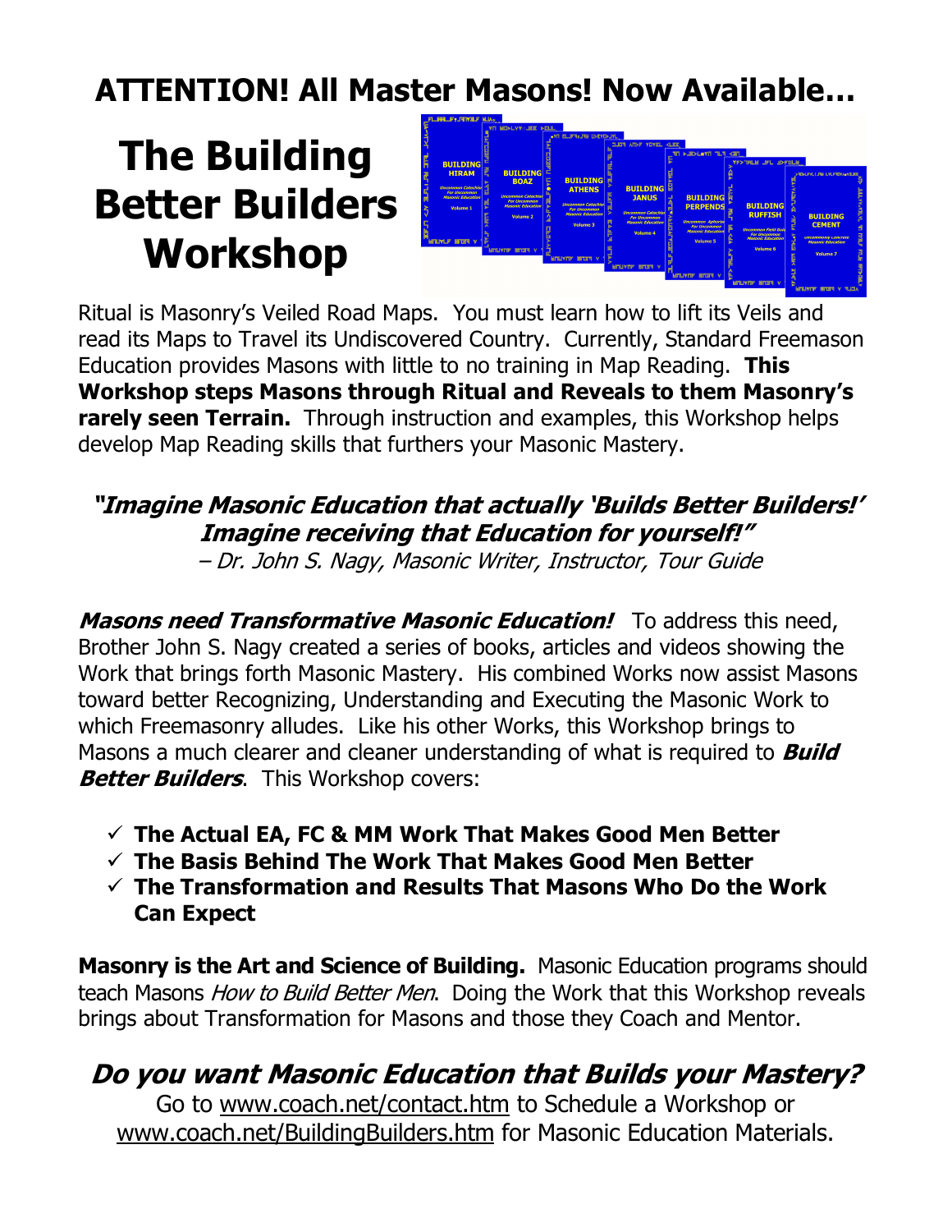# ATTENTION! All Master Masons! Now Available…

# The Building Better Builders Workshop

Ritual is Masonry's Veiled Road Maps. You must learn how to lift its Veils and read its Maps to Travel its Undiscovered Country. Currently, Standard Freemason Education provides Masons with little to no training in Map Reading. **This Workshop steps Masons through Ritual and Reveals to them Masonry's rarely seen Terrain.** Through instruction and examples, this Workshop helps develop Map Reading skills that furthers your Masonic Mastery.

***"Imagine Masonic Education that actually 'Builds Better Builders!' Imagine receiving that Education for yourself!"***

*– Dr. John S. Nagy, Masonic Writer, Instructor, Tour Guide*

***Masons need Transformative Masonic Education!*** To address this need, Brother John S. Nagy created a series of books, articles and videos showing the Work that brings forth Masonic Mastery. His combined Works now assist Masons toward better Recognizing, Understanding and Executing the Masonic Work to which Freemasonry alludes. Like his other Works, this Workshop brings to Masons a much clearer and cleaner understanding of what is required to ***Build Better Builders***. This Workshop covers:

- ✓ **The Actual EA, FC & MM Work That Makes Good Men Better**
- ✓ **The Basis Behind The Work That Makes Good Men Better**
- ✓ **The Transformation and Results That Masons Who Do the Work Can Expect**

**Masonry is the Art and Science of Building.** Masonic Education programs should teach Masons *How to Build Better Men*. Doing the Work that this Workshop reveals brings about Transformation for Masons and those they Coach and Mentor.

## *Do you want Masonic Education that Builds your Mastery?*

Go to www.coach.net/contact.htm to Schedule a Workshop or www.coach.net/BuildingBuilders.htm for Masonic Education Materials.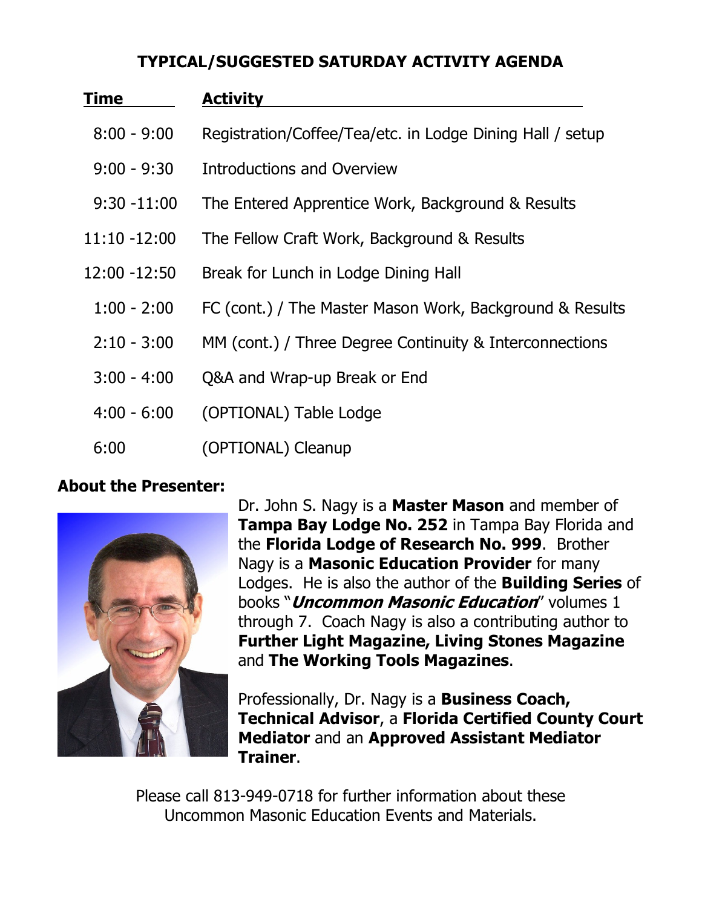## TYPICAL/SUGGESTED SATURDAY ACTIVITY AGENDA

| Time | Activity |
|---|---|
| 8:00 - 9:00 | Registration/Coffee/Tea/etc. in Lodge Dining Hall / setup |
| 9:00 - 9:30 | Introductions and Overview |
| 9:30 -11:00 | The Entered Apprentice Work, Background & Results |
| 11:10 -12:00 | The Fellow Craft Work, Background & Results |
| 12:00 -12:50 | Break for Lunch in Lodge Dining Hall |
| 1:00 - 2:00 | FC (cont.) / The Master Mason Work, Background & Results |
| 2:10 - 3:00 | MM (cont.) / Three Degree Continuity & Interconnections |
| 3:00 - 4:00 | Q&A and Wrap-up Break or End |
| 4:00 - 6:00 | (OPTIONAL) Table Lodge |
| 6:00 | (OPTIONAL) Cleanup |

### About the Presenter:

Dr. John S. Nagy is a **Master Mason** and member of **Tampa Bay Lodge No. 252** in Tampa Bay Florida and the **Florida Lodge of Research No. 999**. Brother Nagy is a **Masonic Education Provider** for many Lodges. He is also the author of the **Building Series** of books "***Uncommon Masonic Education***" volumes 1 through 7. Coach Nagy is also a contributing author to **Further Light Magazine, Living Stones Magazine** and **The Working Tools Magazines**.

Professionally, Dr. Nagy is a **Business Coach, Technical Advisor**, a **Florida Certified County Court Mediator** and an **Approved Assistant Mediator Trainer**.

Please call 813-949-0718 for further information about these Uncommon Masonic Education Events and Materials.